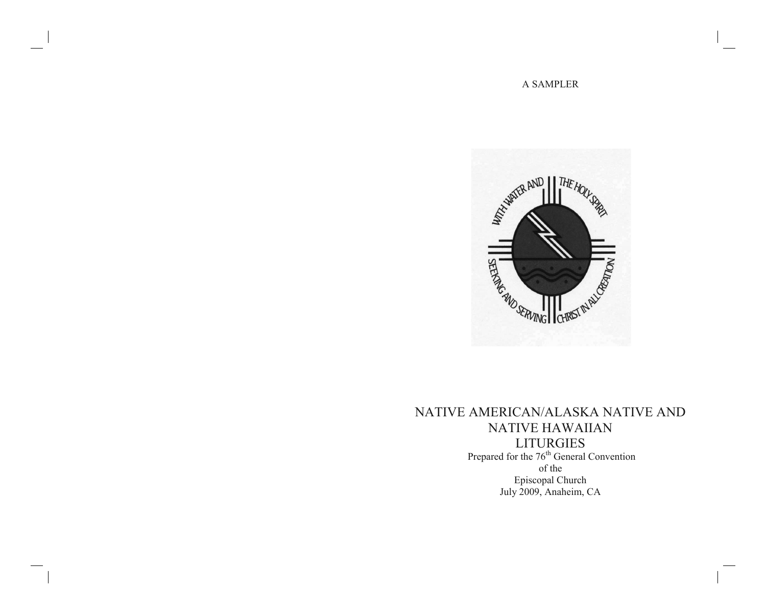A SAMPLER

# NATIVE AMERICAN/ALASKA NATIVE AND NATIVE HAWAIIAN LITURGIES

Prepared for the 76th General Convention
of the
Episcopal Church
July 2009, Anaheim, CA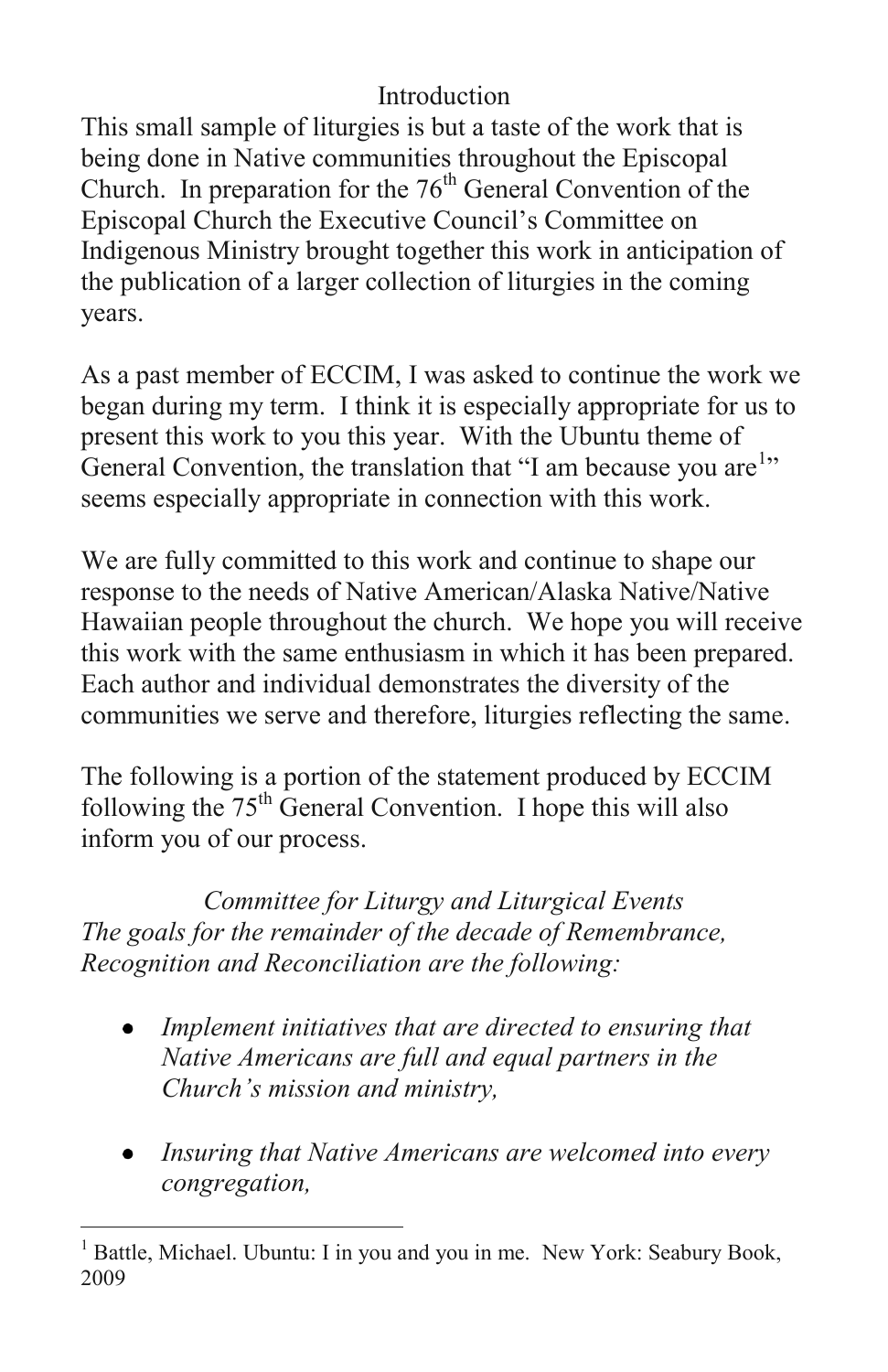# Introduction

This small sample of liturgies is but a taste of the work that is being done in Native communities throughout the Episcopal Church. In preparation for the 76th General Convention of the Episcopal Church the Executive Council's Committee on Indigenous Ministry brought together this work in anticipation of the publication of a larger collection of liturgies in the coming years.

As a past member of ECCIM, I was asked to continue the work we began during my term. I think it is especially appropriate for us to present this work to you this year. With the Ubuntu theme of General Convention, the translation that "I am because you are[1]" seems especially appropriate in connection with this work.

We are fully committed to this work and continue to shape our response to the needs of Native American/Alaska Native/Native Hawaiian people throughout the church. We hope you will receive this work with the same enthusiasm in which it has been prepared. Each author and individual demonstrates the diversity of the communities we serve and therefore, liturgies reflecting the same.

The following is a portion of the statement produced by ECCIM following the 75th General Convention. I hope this will also inform you of our process.

*Committee for Liturgy and Liturgical Events*
*The goals for the remainder of the decade of Remembrance, Recognition and Reconciliation are the following:*

- *Implement initiatives that are directed to ensuring that Native Americans are full and equal partners in the Church's mission and ministry,*
- *Insuring that Native Americans are welcomed into every congregation,*

[1] Battle, Michael. Ubuntu: I in you and you in me. New York: Seabury Book, 2009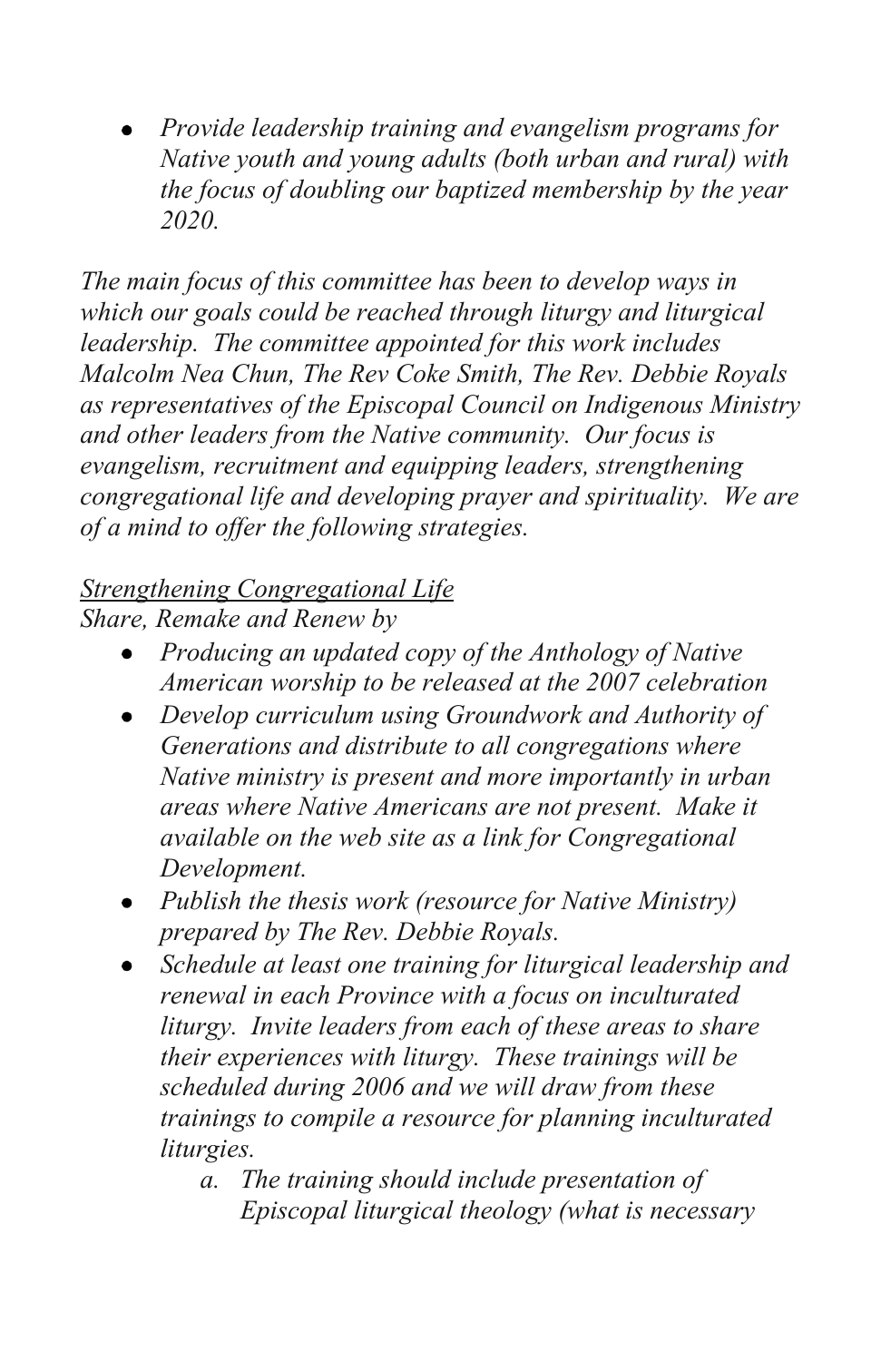- *Provide leadership training and evangelism programs for Native youth and young adults (both urban and rural) with the focus of doubling our baptized membership by the year 2020.*

*The main focus of this committee has been to develop ways in which our goals could be reached through liturgy and liturgical leadership. The committee appointed for this work includes Malcolm Nea Chun, The Rev Coke Smith, The Rev. Debbie Royals as representatives of the Episcopal Council on Indigenous Ministry and other leaders from the Native community. Our focus is evangelism, recruitment and equipping leaders, strengthening congregational life and developing prayer and spirituality. We are of a mind to offer the following strategies.*

*<u>Strengthening Congregational Life</u>*

*Share, Remake and Renew by*

- *Producing an updated copy of the Anthology of Native American worship to be released at the 2007 celebration*
- *Develop curriculum using Groundwork and Authority of Generations and distribute to all congregations where Native ministry is present and more importantly in urban areas where Native Americans are not present. Make it available on the web site as a link for Congregational Development.*
- *Publish the thesis work (resource for Native Ministry) prepared by The Rev. Debbie Royals.*
- *Schedule at least one training for liturgical leadership and renewal in each Province with a focus on inculturated liturgy. Invite leaders from each of these areas to share their experiences with liturgy. These trainings will be scheduled during 2006 and we will draw from these trainings to compile a resource for planning inculturated liturgies.*
    a. *The training should include presentation of Episcopal liturgical theology (what is necessary*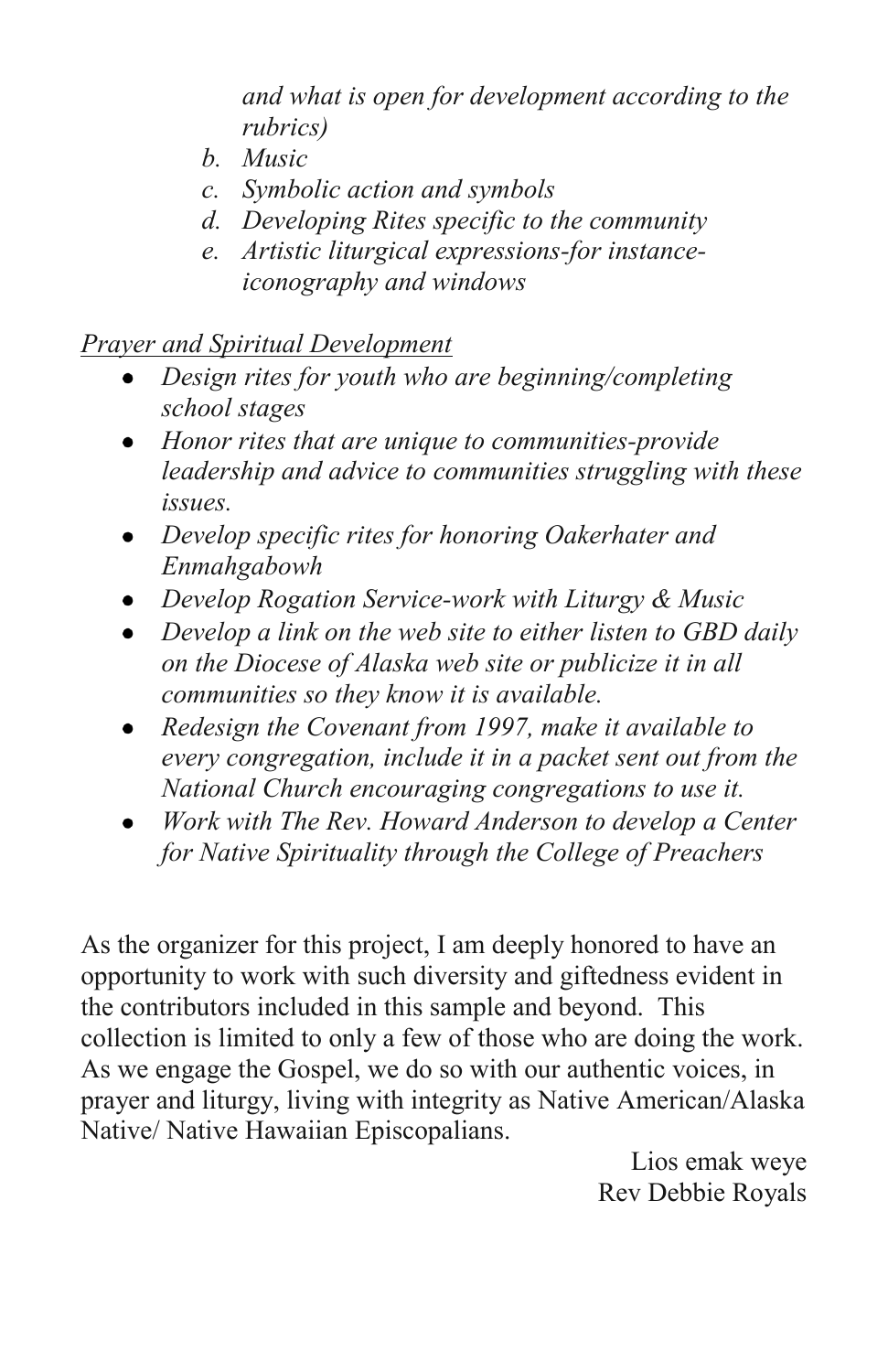*and what is open for development according to the rubrics)*

b. *Music*
c. *Symbolic action and symbols*
d. *Developing Rites specific to the community*
e. *Artistic liturgical expressions-for instance-iconography and windows*

<u>*Prayer and Spiritual Development*</u>

- *Design rites for youth who are beginning/completing school stages*
- *Honor rites that are unique to communities-provide leadership and advice to communities struggling with these issues.*
- *Develop specific rites for honoring Oakerhater and Enmahgabowh*
- *Develop Rogation Service-work with Liturgy & Music*
- *Develop a link on the web site to either listen to GBD daily on the Diocese of Alaska web site or publicize it in all communities so they know it is available.*
- *Redesign the Covenant from 1997, make it available to every congregation, include it in a packet sent out from the National Church encouraging congregations to use it.*
- *Work with The Rev. Howard Anderson to develop a Center for Native Spirituality through the College of Preachers*

As the organizer for this project, I am deeply honored to have an opportunity to work with such diversity and giftedness evident in the contributors included in this sample and beyond. This collection is limited to only a few of those who are doing the work. As we engage the Gospel, we do so with our authentic voices, in prayer and liturgy, living with integrity as Native American/Alaska Native/ Native Hawaiian Episcopalians.

Lios emak weye
Rev Debbie Royals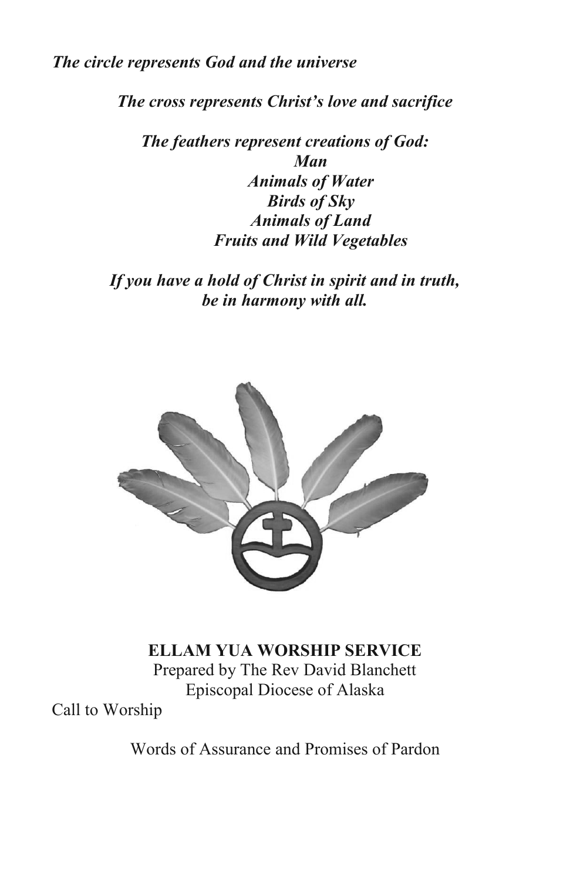*The circle represents God and the universe*

*The cross represents Christ's love and sacrifice*

*The feathers represent creations of God:*
*Man*
*Animals of Water*
*Birds of Sky*
*Animals of Land*
*Fruits and Wild Vegetables*

*If you have a hold of Christ in spirit and in truth,*
*be in harmony with all.*

**ELLAM YUA WORSHIP SERVICE**

Prepared by The Rev David Blanchett
Episcopal Diocese of Alaska

Call to Worship

Words of Assurance and Promises of Pardon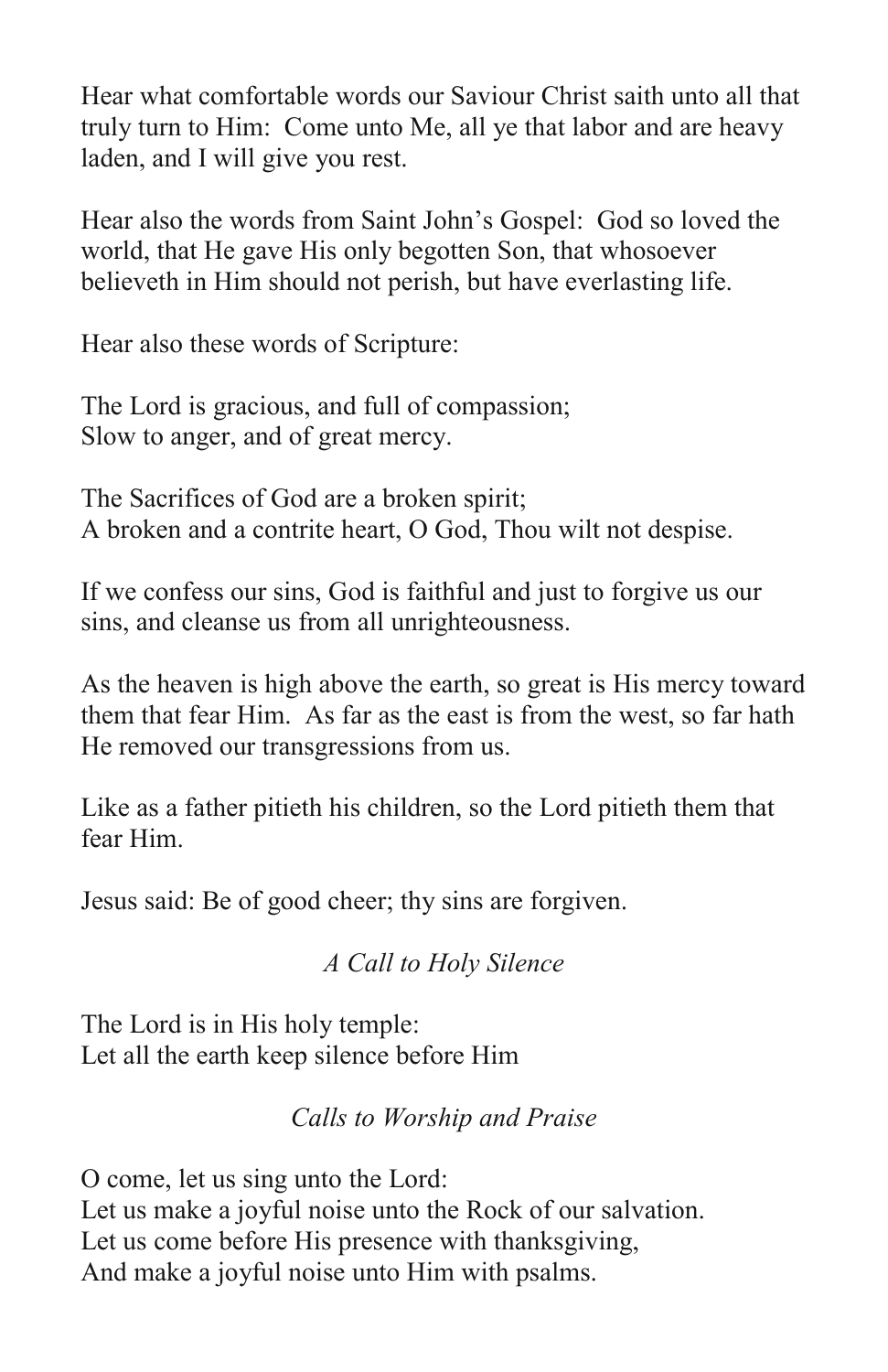Hear what comfortable words our Saviour Christ saith unto all that truly turn to Him:  Come unto Me, all ye that labor and are heavy laden, and I will give you rest.

Hear also the words from Saint John's Gospel:  God so loved the world, that He gave His only begotten Son, that whosoever believeth in Him should not perish, but have everlasting life.

Hear also these words of Scripture:

The Lord is gracious, and full of compassion;
Slow to anger, and of great mercy.

The Sacrifices of God are a broken spirit;
A broken and a contrite heart, O God, Thou wilt not despise.

If we confess our sins, God is faithful and just to forgive us our sins, and cleanse us from all unrighteousness.

As the heaven is high above the earth, so great is His mercy toward them that fear Him.  As far as the east is from the west, so far hath He removed our transgressions from us.

Like as a father pitieth his children, so the Lord pitieth them that fear Him.

Jesus said: Be of good cheer; thy sins are forgiven.

*A Call to Holy Silence*

The Lord is in His holy temple:
Let all the earth keep silence before Him

*Calls to Worship and Praise*

O come, let us sing unto the Lord:
Let us make a joyful noise unto the Rock of our salvation.
Let us come before His presence with thanksgiving,
And make a joyful noise unto Him with psalms.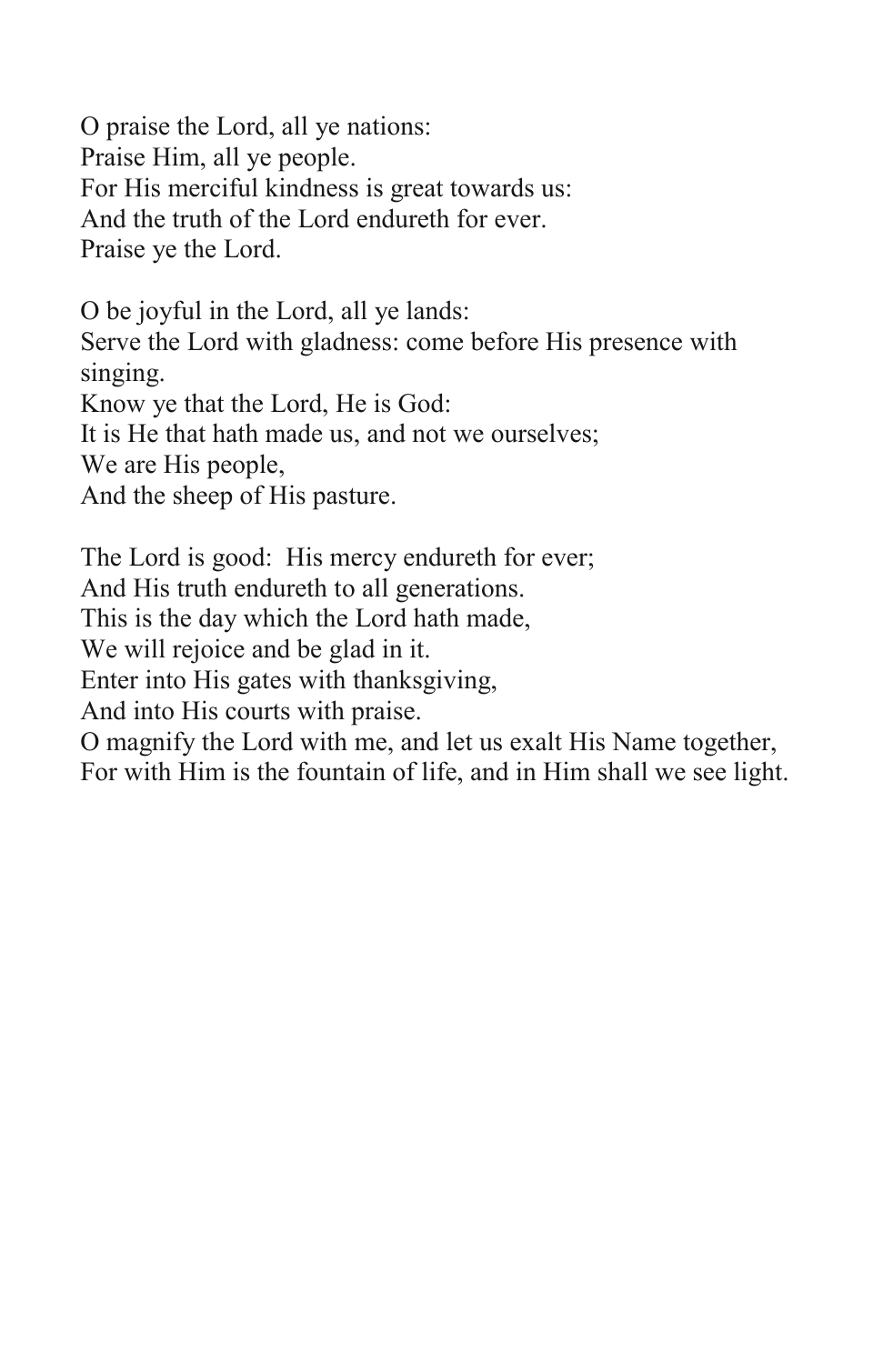O praise the Lord, all ye nations:  
Praise Him, all ye people.  
For His merciful kindness is great towards us:  
And the truth of the Lord endureth for ever.  
Praise ye the Lord.

O be joyful in the Lord, all ye lands:  
Serve the Lord with gladness: come before His presence with singing.  
Know ye that the Lord, He is God:  
It is He that hath made us, and not we ourselves;  
We are His people,  
And the sheep of His pasture.

The Lord is good: His mercy endureth for ever;  
And His truth endureth to all generations.  
This is the day which the Lord hath made,  
We will rejoice and be glad in it.  
Enter into His gates with thanksgiving,  
And into His courts with praise.  
O magnify the Lord with me, and let us exalt His Name together,  
For with Him is the fountain of life, and in Him shall we see light.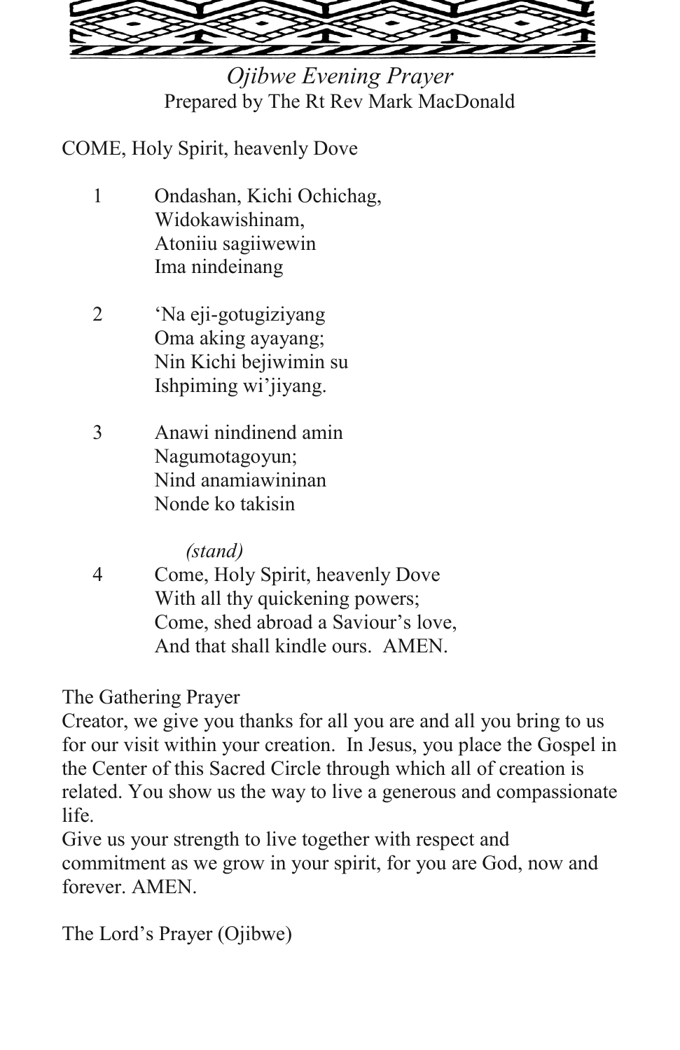*Ojibwe Evening Prayer*

Prepared by The Rt Rev Mark MacDonald

COME, Holy Spirit, heavenly Dove

1 Ondashan, Kichi Ochichag,
Widokawishinam,
Atoniiu sagiiwewin
Ima nindeinang

2 'Na eji-gotugiziyang
Oma aking ayayang;
Nin Kichi bejiwimin su
Ishpiming wi'jiyang.

3 Anawi nindinend amin
Nagumotagoyun;
Nind anamiawininan
Nonde ko takisin

*(stand)*

4 Come, Holy Spirit, heavenly Dove
With all thy quickening powers;
Come, shed abroad a Saviour's love,
And that shall kindle ours. AMEN.

The Gathering Prayer

Creator, we give you thanks for all you are and all you bring to us for our visit within your creation. In Jesus, you place the Gospel in the Center of this Sacred Circle through which all of creation is related. You show us the way to live a generous and compassionate life.

Give us your strength to live together with respect and commitment as we grow in your spirit, for you are God, now and forever. AMEN.

The Lord's Prayer (Ojibwe)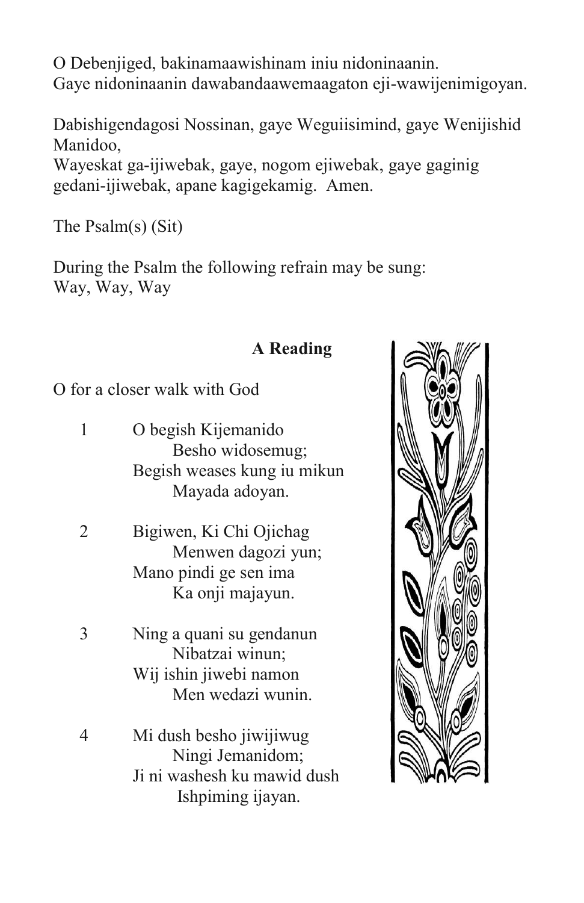O Debenjiged, bakinamaawishinam iniu nidoninaanin.
Gaye nidoninaanin dawabandaawemaagaton eji-wawijenimigoyan.

Dabishigendagosi Nossinan, gaye Weguiisimind, gaye Wenijishid Manidoo,
Wayeskat ga-ijiwebak, gaye, nogom ejiwebak, gaye gaginig gedani-ijiwebak, apane kagigekamig. Amen.

The Psalm(s) (Sit)

During the Psalm the following refrain may be sung:
Way, Way, Way

**A Reading**

O for a closer walk with God

1 O begish Kijemanido
  Besho widosemug;
Begish weases kung iu mikun
  Mayada adoyan.

2 Bigiwen, Ki Chi Ojichag
  Menwen dagozi yun;
Mano pindi ge sen ima
  Ka onji majayun.

3 Ning a quani su gendanun
  Nibatzai winun;
Wij ishin jiwebi namon
  Men wedazi wunin.

4 Mi dush besho jiwijiwug
  Ningi Jemanidom;
Ji ni washesh ku mawid dush
  Ishpiming ijayan.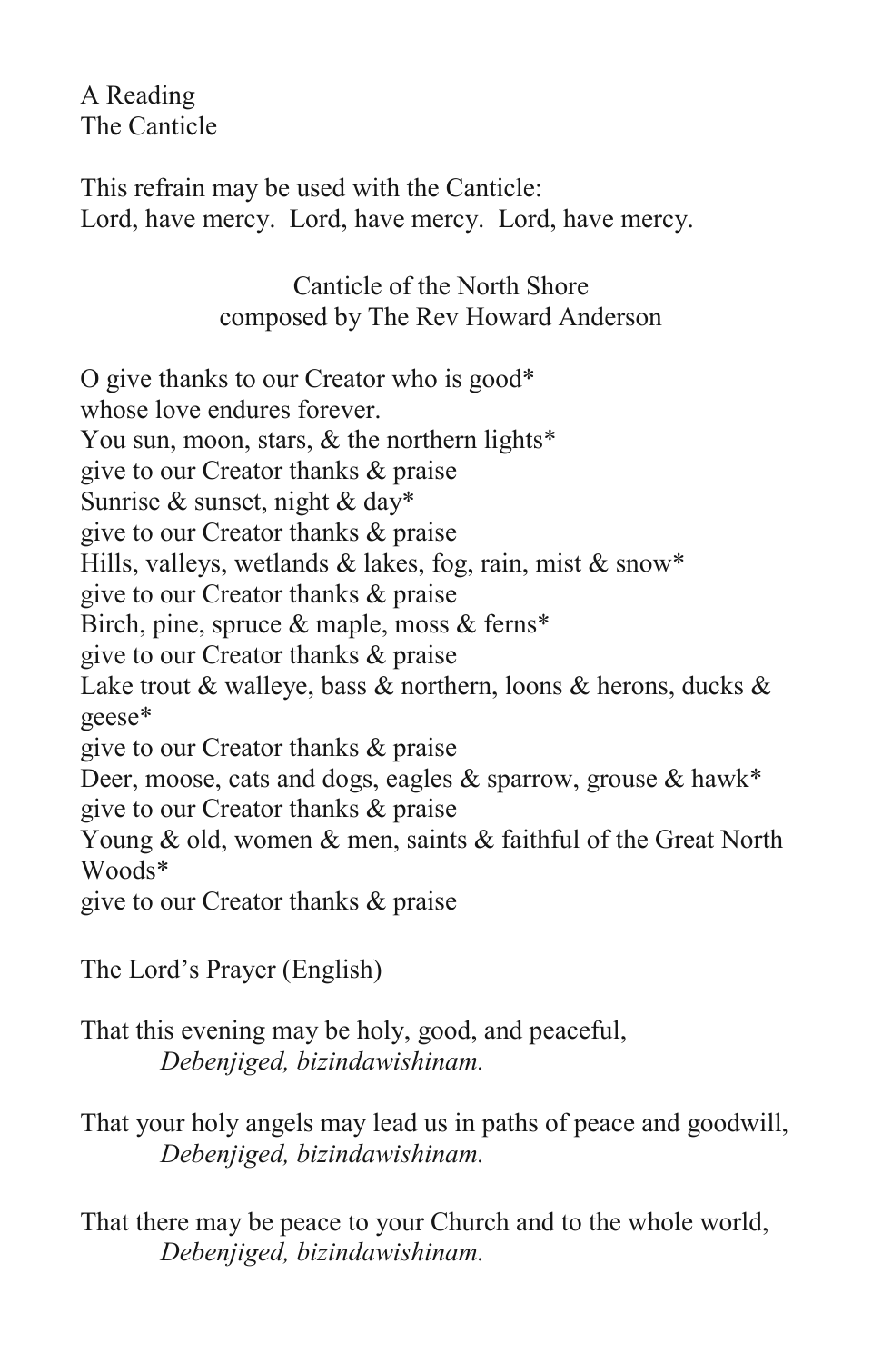A Reading
The Canticle

This refrain may be used with the Canticle:
Lord, have mercy.  Lord, have mercy.  Lord, have mercy.

Canticle of the North Shore
composed by The Rev Howard Anderson

O give thanks to our Creator who is good*
whose love endures forever.
You sun, moon, stars, & the northern lights*
give to our Creator thanks & praise
Sunrise & sunset, night & day*
give to our Creator thanks & praise
Hills, valleys, wetlands & lakes, fog, rain, mist & snow*
give to our Creator thanks & praise
Birch, pine, spruce & maple, moss & ferns*
give to our Creator thanks & praise
Lake trout & walleye, bass & northern, loons & herons, ducks & geese*
give to our Creator thanks & praise
Deer, moose, cats and dogs, eagles & sparrow, grouse & hawk*
give to our Creator thanks & praise
Young & old, women & men, saints & faithful of the Great North Woods*
give to our Creator thanks & praise

The Lord's Prayer (English)

That this evening may be holy, good, and peaceful,
*Debenjiged, bizindawishinam.*

That your holy angels may lead us in paths of peace and goodwill,
*Debenjiged, bizindawishinam.*

That there may be peace to your Church and to the whole world,
*Debenjiged, bizindawishinam.*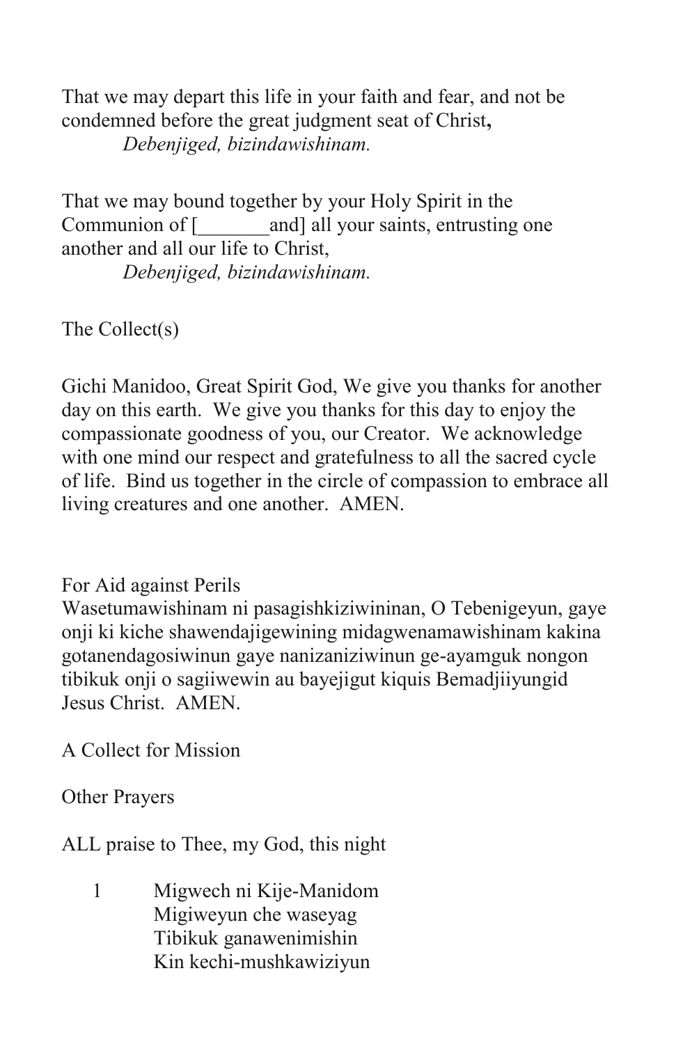That we may depart this life in your faith and fear, and not be condemned before the great judgment seat of Christ**,**

*Debenjiged, bizindawishinam.*

That we may bound together by your Holy Spirit in the Communion of [_______and] all your saints, entrusting one another and all our life to Christ,

*Debenjiged, bizindawishinam.*

The Collect(s)

Gichi Manidoo, Great Spirit God, We give you thanks for another day on this earth. We give you thanks for this day to enjoy the compassionate goodness of you, our Creator. We acknowledge with one mind our respect and gratefulness to all the sacred cycle of life. Bind us together in the circle of compassion to embrace all living creatures and one another. AMEN.

For Aid against Perils

Wasetumawishinam ni pasagishkiziwininan, O Tebenigeyun, gaye onji ki kiche shawendajigewining midagwenamawishinam kakina gotanendagosiwinun gaye nanizaniziwinun ge-ayamguk nongon tibikuk onji o sagiiwewin au bayejigut kiquis Bemadjiiyungid Jesus Christ. AMEN.

A Collect for Mission

Other Prayers

ALL praise to Thee, my God, this night

1. Migwech ni Kije-Manidom
   Migiweyun che waseyag
   Tibikuk ganawenimishin
   Kin kechi-mushkawiziyun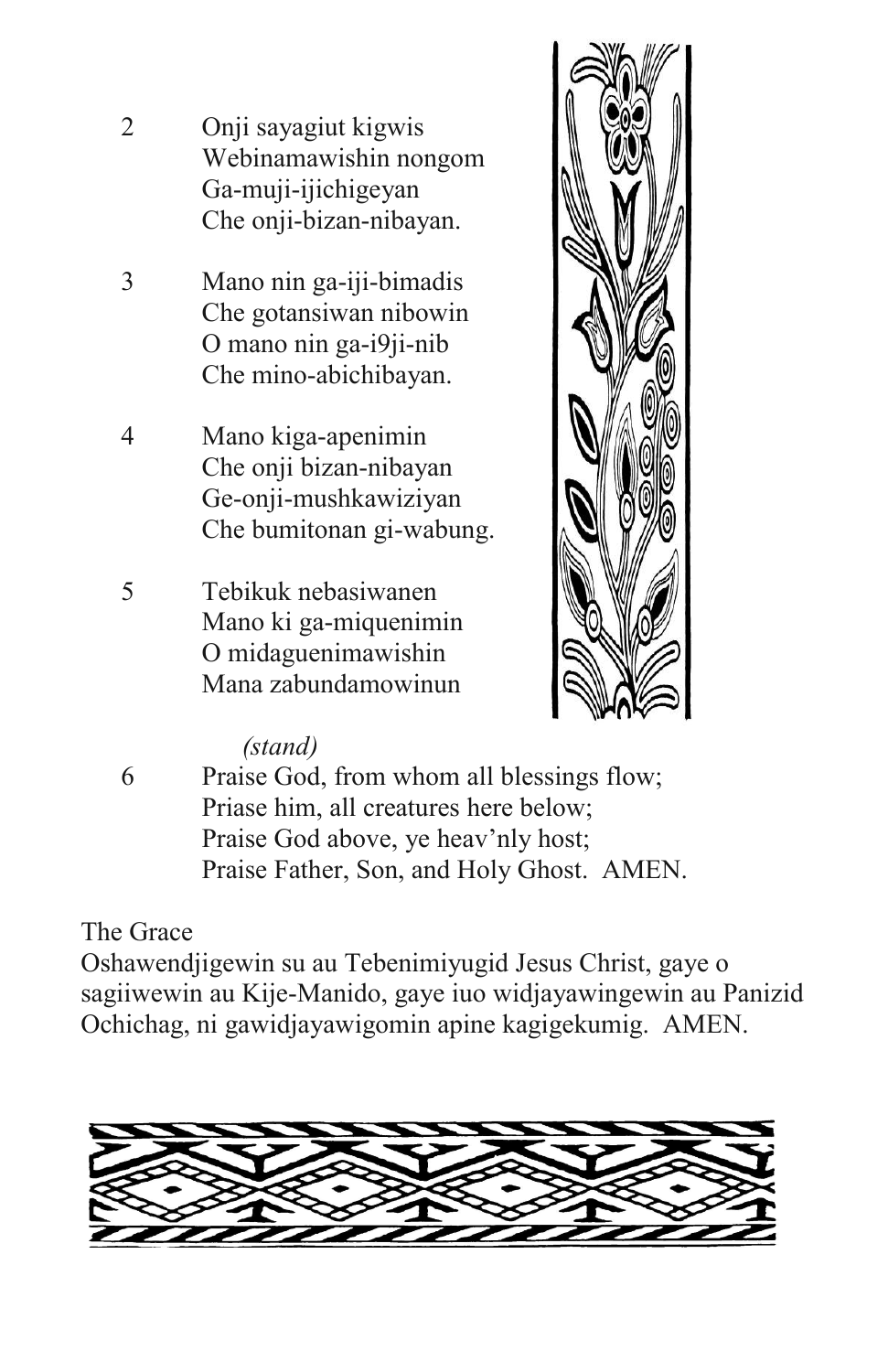2 Onji sayagiut kigwis
Webinamawishin nongom
Ga-muji-ijichigeyan
Che onji-bizan-nibayan.

3 Mano nin ga-iji-bimadis
Che gotansiwan nibowin
O mano nin ga-i9ji-nib
Che mino-abichibayan.

4 Mano kiga-apenimin
Che onji bizan-nibayan
Ge-onji-mushkawiziyan
Che bumitonan gi-wabung.

5 Tebikuk nebasiwanen
Mano ki ga-miquenimin
O midaguenimawishin
Mana zabundamowinun

*(stand)*

6 Praise God, from whom all blessings flow;
Priase him, all creatures here below;
Praise God above, ye heav'nly host;
Praise Father, Son, and Holy Ghost. AMEN.

The Grace

Oshawendjigewin su au Tebenimiyugid Jesus Christ, gaye o sagiiwewin au Kije-Manido, gaye iuo widjayawingewin au Panizid Ochichag, ni gawidjayawigomin apine kagigekumig. AMEN.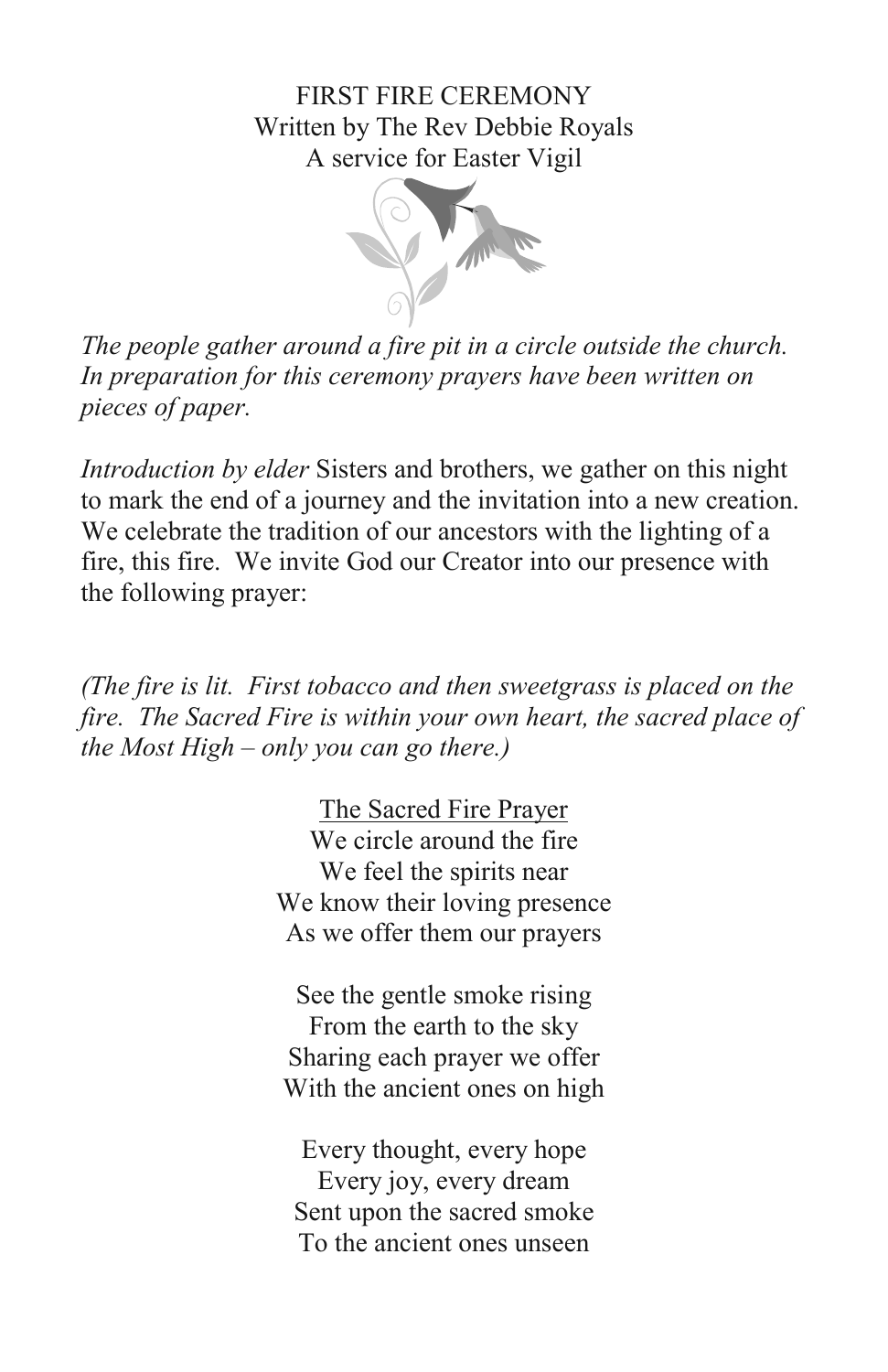# FIRST FIRE CEREMONY

Written by The Rev Debbie Royals

A service for Easter Vigil

*The people gather around a fire pit in a circle outside the church. In preparation for this ceremony prayers have been written on pieces of paper.*

*Introduction by elder* Sisters and brothers, we gather on this night to mark the end of a journey and the invitation into a new creation. We celebrate the tradition of our ancestors with the lighting of a fire, this fire. We invite God our Creator into our presence with the following prayer:

*(The fire is lit. First tobacco and then sweetgrass is placed on the fire. The Sacred Fire is within your own heart, the sacred place of the Most High – only you can go there.)*

<u>The Sacred Fire Prayer</u>

We circle around the fire  
We feel the spirits near  
We know their loving presence  
As we offer them our prayers

See the gentle smoke rising  
From the earth to the sky  
Sharing each prayer we offer  
With the ancient ones on high

Every thought, every hope  
Every joy, every dream  
Sent upon the sacred smoke  
To the ancient ones unseen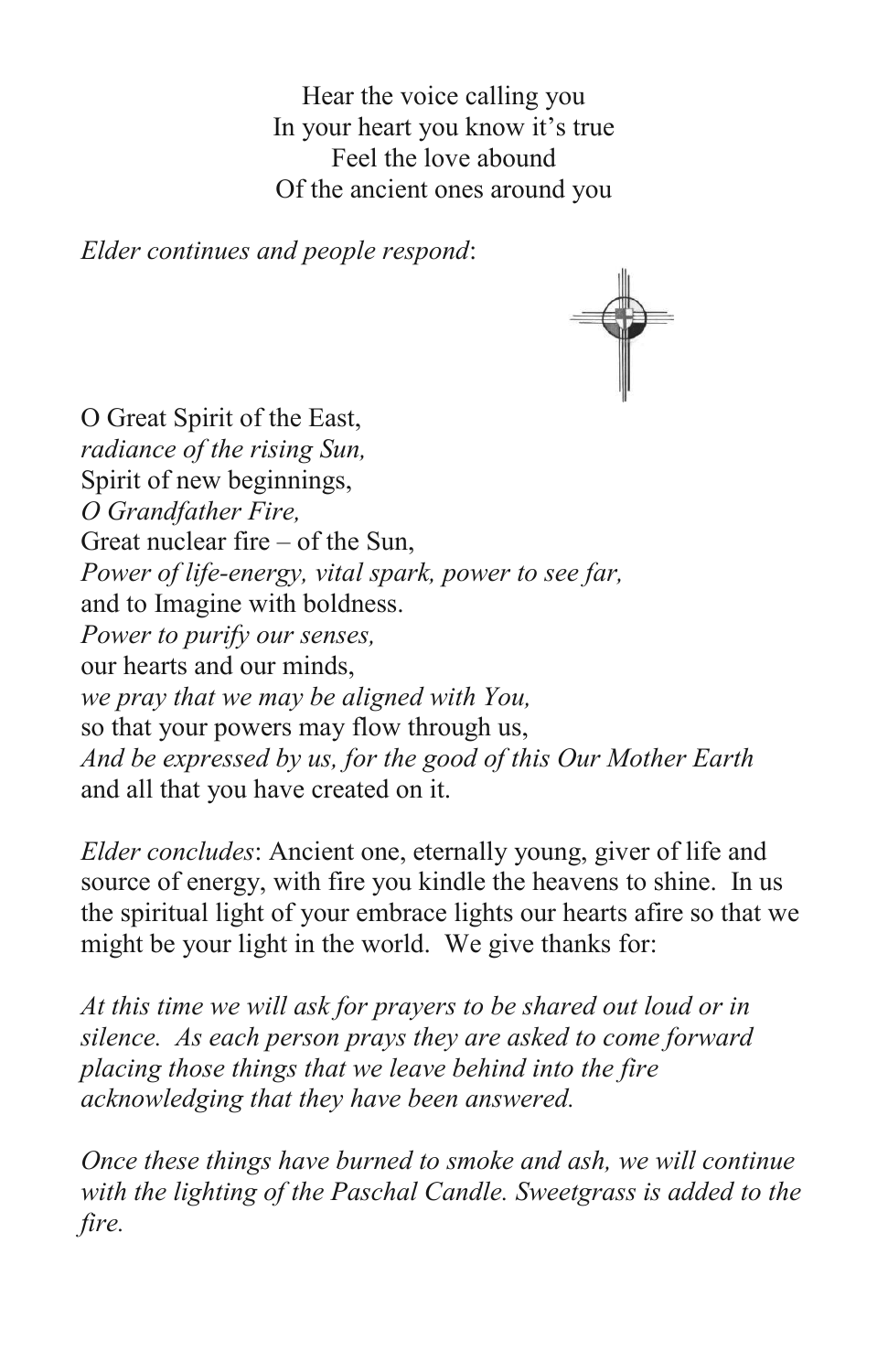Hear the voice calling you  
In your heart you know it's true  
Feel the love abound  
Of the ancient ones around you

*Elder continues and people respond*:

O Great Spirit of the East,  
*radiance of the rising Sun,*  
Spirit of new beginnings,  
*O Grandfather Fire,*  
Great nuclear fire – of the Sun,  
*Power of life-energy, vital spark, power to see far,*  
and to Imagine with boldness.  
*Power to purify our senses,*  
our hearts and our minds,  
*we pray that we may be aligned with You,*  
so that your powers may flow through us,  
*And be expressed by us, for the good of this Our Mother Earth*  
and all that you have created on it.

*Elder concludes*: Ancient one, eternally young, giver of life and source of energy, with fire you kindle the heavens to shine. In us the spiritual light of your embrace lights our hearts afire so that we might be your light in the world. We give thanks for:

*At this time we will ask for prayers to be shared out loud or in silence. As each person prays they are asked to come forward placing those things that we leave behind into the fire acknowledging that they have been answered.*

*Once these things have burned to smoke and ash, we will continue with the lighting of the Paschal Candle. Sweetgrass is added to the fire.*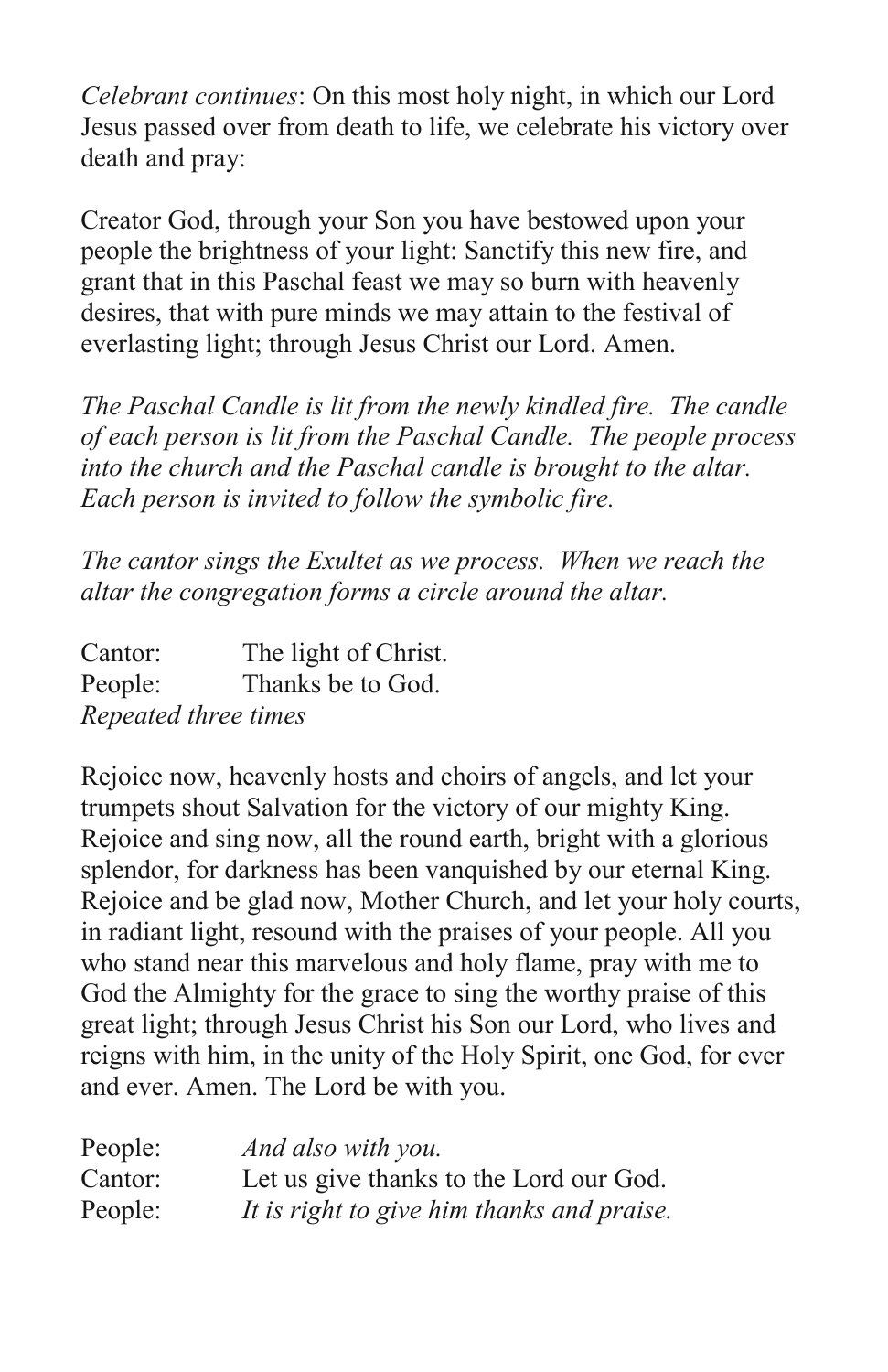*Celebrant continues*: On this most holy night, in which our Lord Jesus passed over from death to life, we celebrate his victory over death and pray:

Creator God, through your Son you have bestowed upon your people the brightness of your light: Sanctify this new fire, and grant that in this Paschal feast we may so burn with heavenly desires, that with pure minds we may attain to the festival of everlasting light; through Jesus Christ our Lord. Amen.

*The Paschal Candle is lit from the newly kindled fire. The candle of each person is lit from the Paschal Candle. The people process into the church and the Paschal candle is brought to the altar. Each person is invited to follow the symbolic fire.*

*The cantor sings the Exultet as we process. When we reach the altar the congregation forms a circle around the altar.*

Cantor: The light of Christ.
People: Thanks be to God.
*Repeated three times*

Rejoice now, heavenly hosts and choirs of angels, and let your trumpets shout Salvation for the victory of our mighty King. Rejoice and sing now, all the round earth, bright with a glorious splendor, for darkness has been vanquished by our eternal King. Rejoice and be glad now, Mother Church, and let your holy courts, in radiant light, resound with the praises of your people. All you who stand near this marvelous and holy flame, pray with me to God the Almighty for the grace to sing the worthy praise of this great light; through Jesus Christ his Son our Lord, who lives and reigns with him, in the unity of the Holy Spirit, one God, for ever and ever. Amen. The Lord be with you.

People: *And also with you.*
Cantor: Let us give thanks to the Lord our God.
People: *It is right to give him thanks and praise.*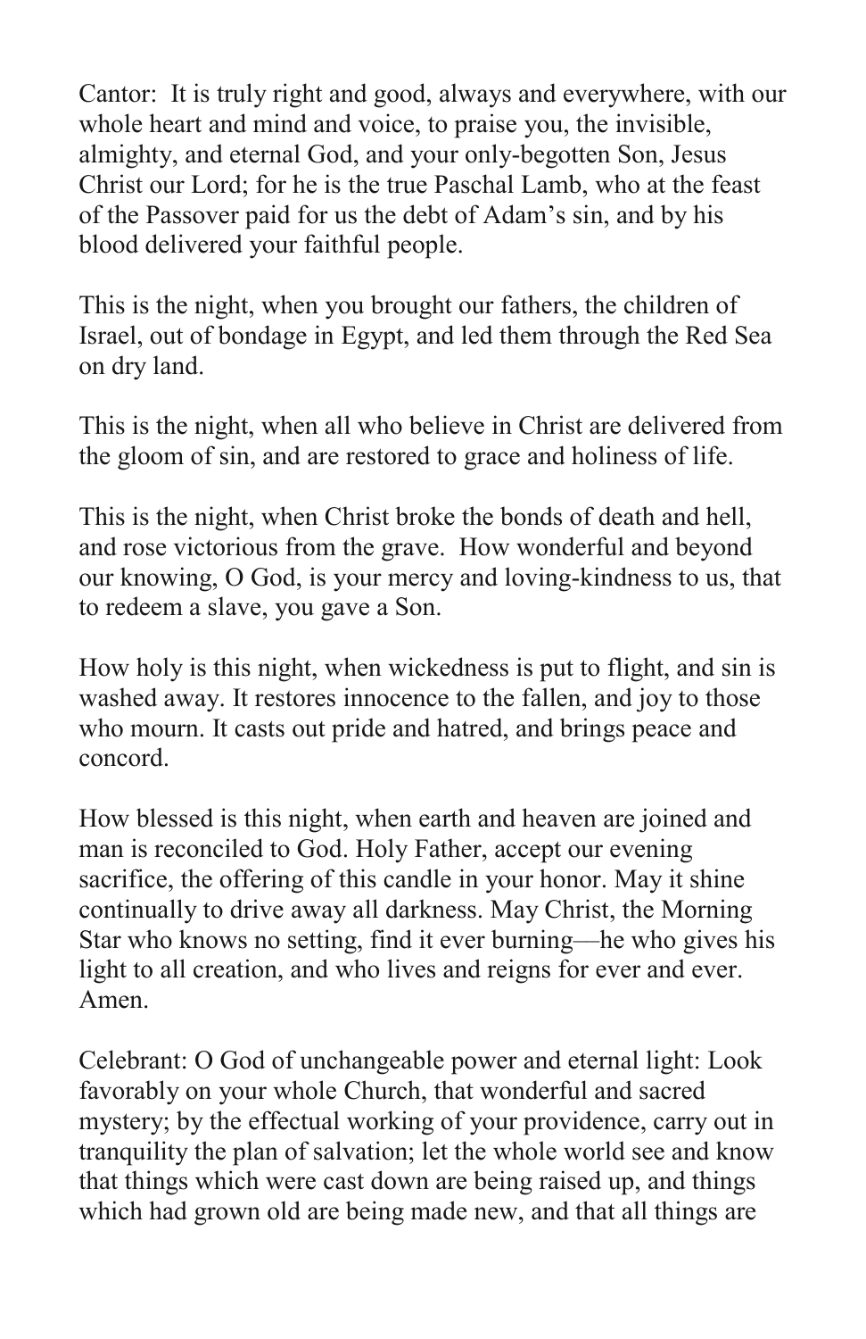Cantor: It is truly right and good, always and everywhere, with our whole heart and mind and voice, to praise you, the invisible, almighty, and eternal God, and your only-begotten Son, Jesus Christ our Lord; for he is the true Paschal Lamb, who at the feast of the Passover paid for us the debt of Adam's sin, and by his blood delivered your faithful people.

This is the night, when you brought our fathers, the children of Israel, out of bondage in Egypt, and led them through the Red Sea on dry land.

This is the night, when all who believe in Christ are delivered from the gloom of sin, and are restored to grace and holiness of life.

This is the night, when Christ broke the bonds of death and hell, and rose victorious from the grave. How wonderful and beyond our knowing, O God, is your mercy and loving-kindness to us, that to redeem a slave, you gave a Son.

How holy is this night, when wickedness is put to flight, and sin is washed away. It restores innocence to the fallen, and joy to those who mourn. It casts out pride and hatred, and brings peace and concord.

How blessed is this night, when earth and heaven are joined and man is reconciled to God. Holy Father, accept our evening sacrifice, the offering of this candle in your honor. May it shine continually to drive away all darkness. May Christ, the Morning Star who knows no setting, find it ever burning—he who gives his light to all creation, and who lives and reigns for ever and ever. Amen.

Celebrant: O God of unchangeable power and eternal light: Look favorably on your whole Church, that wonderful and sacred mystery; by the effectual working of your providence, carry out in tranquility the plan of salvation; let the whole world see and know that things which were cast down are being raised up, and things which had grown old are being made new, and that all things are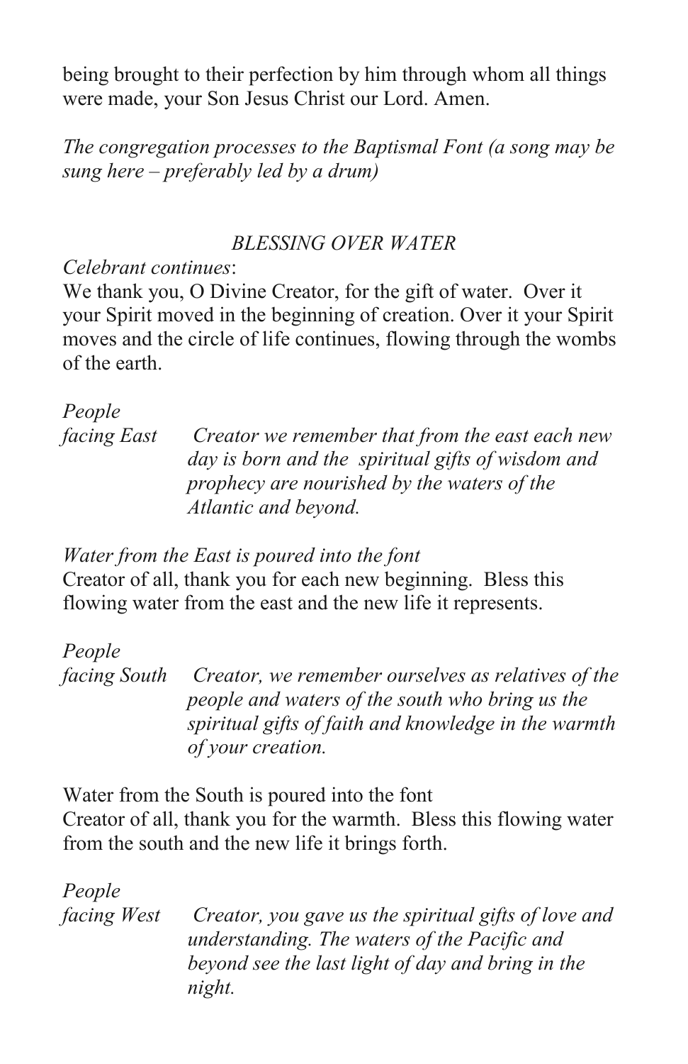being brought to their perfection by him through whom all things were made, your Son Jesus Christ our Lord. Amen.

*The congregation processes to the Baptismal Font (a song may be sung here – preferably led by a drum)*

### *BLESSING OVER WATER*

*Celebrant continues*:

We thank you, O Divine Creator, for the gift of water. Over it your Spirit moved in the beginning of creation. Over it your Spirit moves and the circle of life continues, flowing through the wombs of the earth.

*People facing East* *Creator we remember that from the east each new day is born and the spiritual gifts of wisdom and prophecy are nourished by the waters of the Atlantic and beyond.*

*Water from the East is poured into the font*

Creator of all, thank you for each new beginning. Bless this flowing water from the east and the new life it represents.

*People facing South* *Creator, we remember ourselves as relatives of the people and waters of the south who bring us the spiritual gifts of faith and knowledge in the warmth of your creation.*

Water from the South is poured into the font

Creator of all, thank you for the warmth. Bless this flowing water from the south and the new life it brings forth.

*People facing West* *Creator, you gave us the spiritual gifts of love and understanding. The waters of the Pacific and beyond see the last light of day and bring in the night.*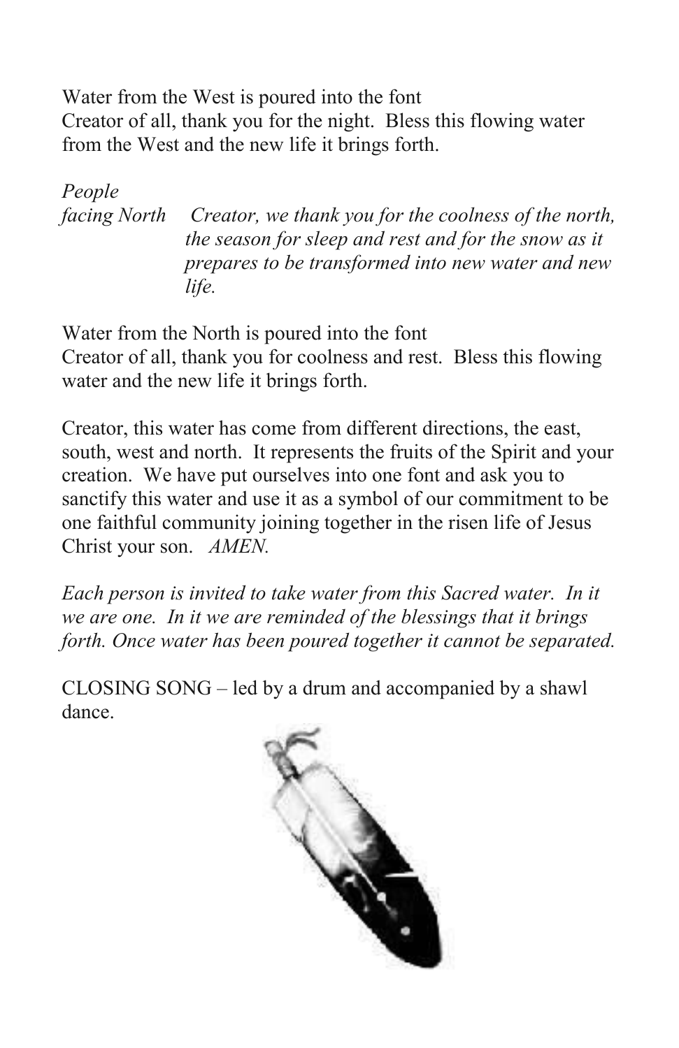Water from the West is poured into the font
Creator of all, thank you for the night. Bless this flowing water from the West and the new life it brings forth.

*People facing North* — *Creator, we thank you for the coolness of the north, the season for sleep and rest and for the snow as it prepares to be transformed into new water and new life.*

Water from the North is poured into the font
Creator of all, thank you for coolness and rest. Bless this flowing water and the new life it brings forth.

Creator, this water has come from different directions, the east, south, west and north. It represents the fruits of the Spirit and your creation. We have put ourselves into one font and ask you to sanctify this water and use it as a symbol of our commitment to be one faithful community joining together in the risen life of Jesus Christ your son. *AMEN.*

*Each person is invited to take water from this Sacred water. In it we are one. In it we are reminded of the blessings that it brings forth. Once water has been poured together it cannot be separated.*

CLOSING SONG – led by a drum and accompanied by a shawl dance.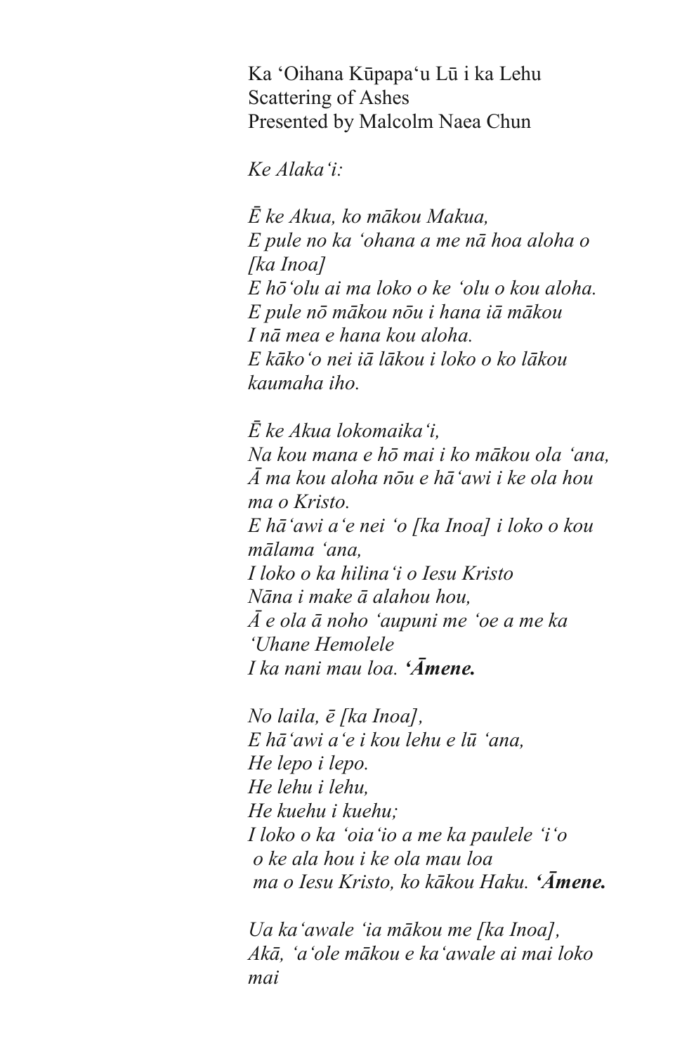Ka ʻOihana Kūpapaʻu Lū i ka Lehu
Scattering of Ashes
Presented by Malcolm Naea Chun

*Ke Alakaʻi:*

*Ē ke Akua, ko mākou Makua,*
*E pule no ka ʻohana a me nā hoa aloha o [ka Inoa]*
*E hōʻolu ai ma loko o ke ʻolu o kou aloha.*
*E pule nō mākou nōu i hana iā mākou*
*I nā mea e hana kou aloha.*
*E kākoʻo nei iā lākou i loko o ko lākou kaumaha iho.*

*Ē ke Akua lokomaikaʻi,*
*Na kou mana e hō mai i ko mākou ola ʻana,*
*Ā ma kou aloha nōu e hāʻawi i ke ola hou ma o Kristo.*
*E hāʻawi aʻe nei ʻo [ka Inoa] i loko o kou mālama ʻana,*
*I loko o ka hilinaʻi o Iesu Kristo*
*Nāna i make ā alahou hou,*
*Ā e ola ā noho ʻaupuni me ʻoe a me ka ʻUhane Hemolele*
*I ka nani mau loa.* ***ʻĀmene.***

*No laila, ē [ka Inoa],*
*E hāʻawi aʻe i kou lehu e lū ʻana,*
*He lepo i lepo.*
*He lehu i lehu,*
*He kuehu i kuehu;*
*I loko o ka ʻoiaʻio a me ka paulele ʻiʻo o ke ala hou i ke ola mau loa ma o Iesu Kristo, ko kākou Haku.* ***ʻĀmene.***

*Ua kaʻawale ʻia mākou me [ka Inoa],*
*Akā, ʻaʻole mākou e kaʻawale ai mai loko mai*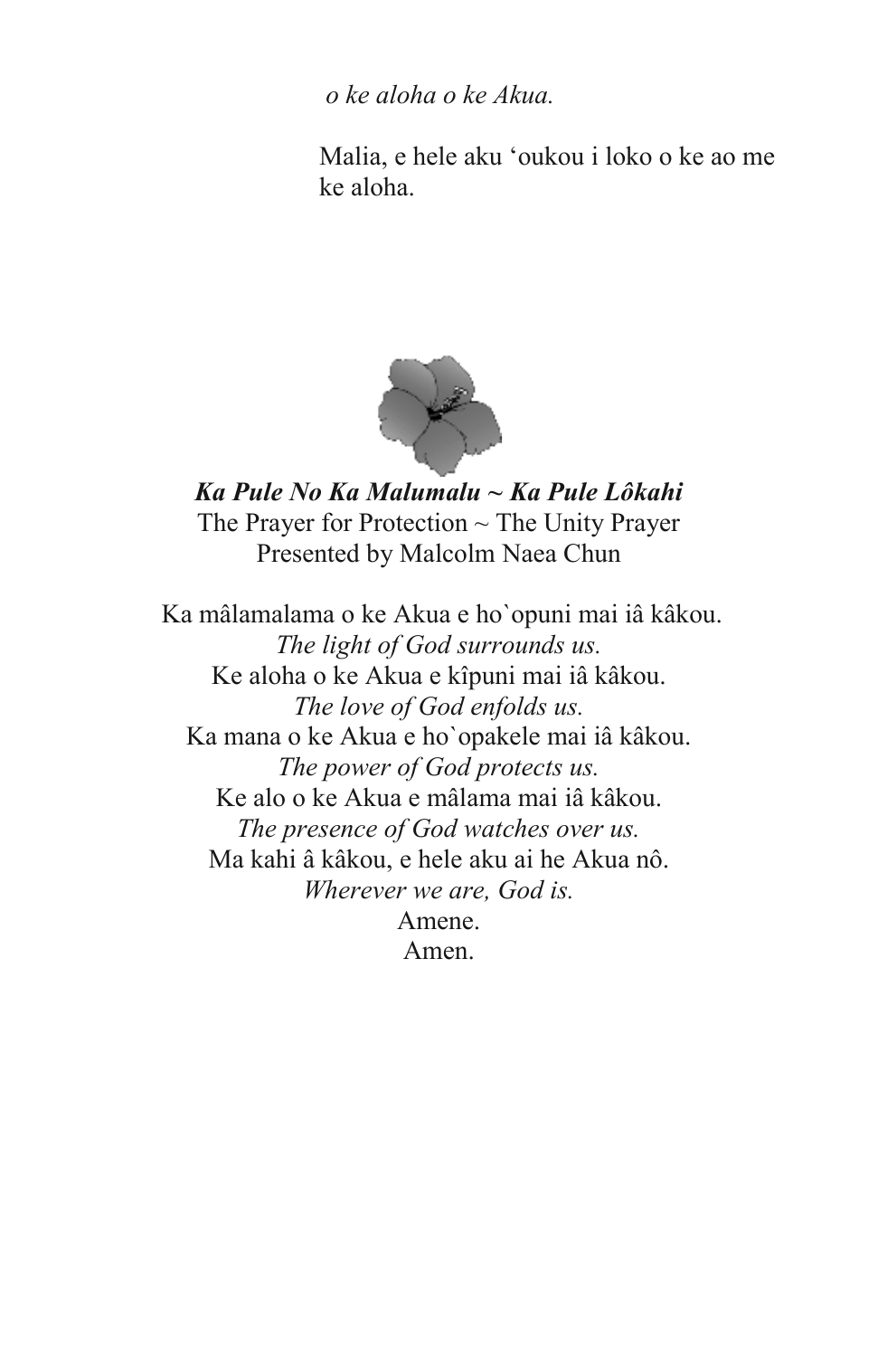*o ke aloha o ke Akua.*

Malia, e hele aku ʻoukou i loko o ke ao me ke aloha.

***Ka Pule No Ka Malumalu ~ Ka Pule Lôkahi***

The Prayer for Protection ~ The Unity Prayer

Presented by Malcolm Naea Chun

Ka mâlamalama o ke Akua e ho`opuni mai iâ kâkou.

*The light of God surrounds us.*

Ke aloha o ke Akua e kîpuni mai iâ kâkou.

*The love of God enfolds us.*

Ka mana o ke Akua e ho`opakele mai iâ kâkou.

*The power of God protects us.*

Ke alo o ke Akua e mâlama mai iâ kâkou.

*The presence of God watches over us.*

Ma kahi â kâkou, e hele aku ai he Akua nô.

*Wherever we are, God is.*

Amene.

Amen.